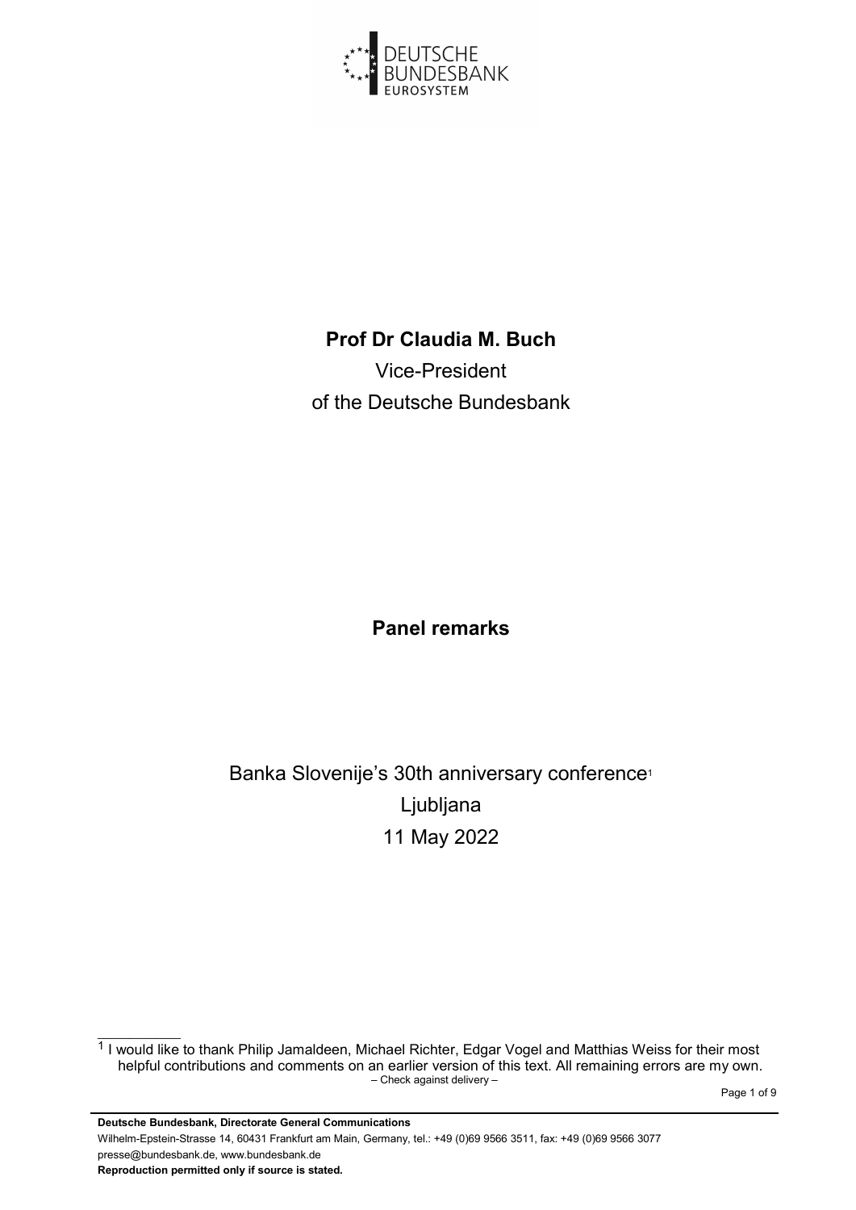**Prof Dr Claudia M. Buch**

Vice-President
of the Deutsche Bundesbank

**Panel remarks**

Banka Slovenije's 30th anniversary conference[1]
Ljubljana
11 May 2022

[1] I would like to thank Philip Jamaldeen, Michael Richter, Edgar Vogel and Matthias Weiss for their most helpful contributions and comments on an earlier version of this text. All remaining errors are my own.

– Check against delivery –

**Deutsche Bundesbank, Directorate General Communications**
Wilhelm-Epstein-Strasse 14, 60431 Frankfurt am Main, Germany, tel.: +49 (0)69 9566 3511, fax: +49 (0)69 9566 3077
presse@bundesbank.de, www.bundesbank.de
**Reproduction permitted only if source is stated.**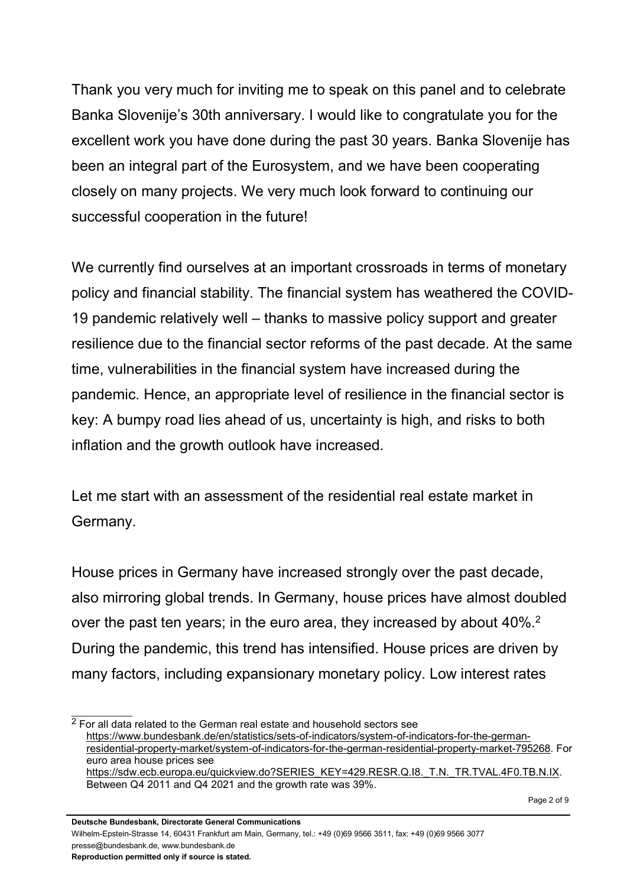Thank you very much for inviting me to speak on this panel and to celebrate Banka Slovenije's 30th anniversary. I would like to congratulate you for the excellent work you have done during the past 30 years. Banka Slovenije has been an integral part of the Eurosystem, and we have been cooperating closely on many projects. We very much look forward to continuing our successful cooperation in the future!

We currently find ourselves at an important crossroads in terms of monetary policy and financial stability. The financial system has weathered the COVID-19 pandemic relatively well – thanks to massive policy support and greater resilience due to the financial sector reforms of the past decade. At the same time, vulnerabilities in the financial system have increased during the pandemic. Hence, an appropriate level of resilience in the financial sector is key: A bumpy road lies ahead of us, uncertainty is high, and risks to both inflation and the growth outlook have increased.

Let me start with an assessment of the residential real estate market in Germany.

House prices in Germany have increased strongly over the past decade, also mirroring global trends. In Germany, house prices have almost doubled over the past ten years; in the euro area, they increased by about 40%.[2] During the pandemic, this trend has intensified. House prices are driven by many factors, including expansionary monetary policy. Low interest rates

---

[2] For all data related to the German real estate and household sectors see https://www.bundesbank.de/en/statistics/sets-of-indicators/system-of-indicators-for-the-german-residential-property-market/system-of-indicators-for-the-german-residential-property-market-795268. For euro area house prices see https://sdw.ecb.europa.eu/quickview.do?SERIES_KEY=429.RESR.Q.I8._T.N._TR.TVAL.4F0.TB.N.IX. Between Q4 2011 and Q4 2021 and the growth rate was 39%.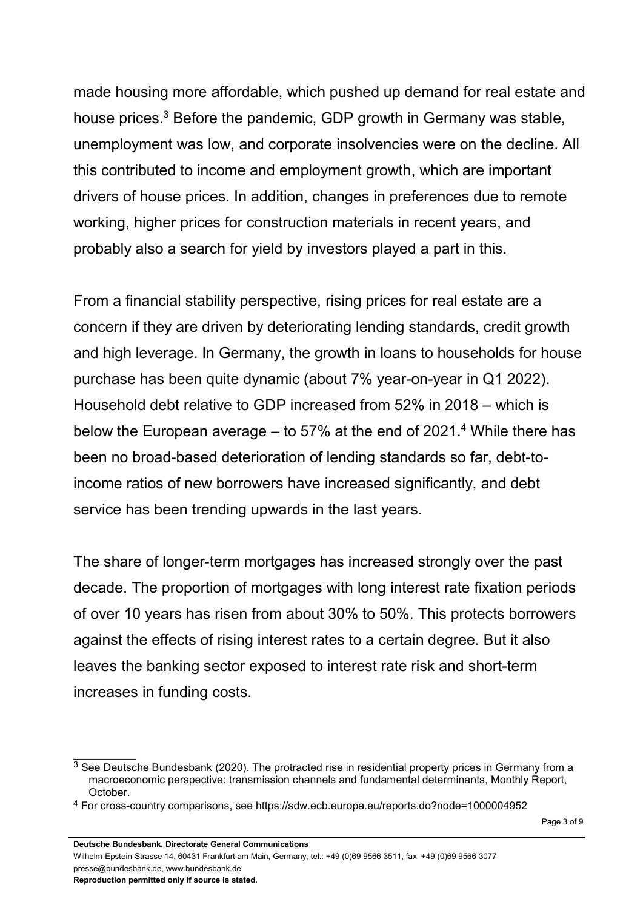made housing more affordable, which pushed up demand for real estate and house prices.[3] Before the pandemic, GDP growth in Germany was stable, unemployment was low, and corporate insolvencies were on the decline. All this contributed to income and employment growth, which are important drivers of house prices. In addition, changes in preferences due to remote working, higher prices for construction materials in recent years, and probably also a search for yield by investors played a part in this.

From a financial stability perspective, rising prices for real estate are a concern if they are driven by deteriorating lending standards, credit growth and high leverage. In Germany, the growth in loans to households for house purchase has been quite dynamic (about 7% year-on-year in Q1 2022). Household debt relative to GDP increased from 52% in 2018 – which is below the European average – to 57% at the end of 2021.[4] While there has been no broad-based deterioration of lending standards so far, debt-to-income ratios of new borrowers have increased significantly, and debt service has been trending upwards in the last years.

The share of longer-term mortgages has increased strongly over the past decade. The proportion of mortgages with long interest rate fixation periods of over 10 years has risen from about 30% to 50%. This protects borrowers against the effects of rising interest rates to a certain degree. But it also leaves the banking sector exposed to interest rate risk and short-term increases in funding costs.

---

[3] See Deutsche Bundesbank (2020). The protracted rise in residential property prices in Germany from a macroeconomic perspective: transmission channels and fundamental determinants, Monthly Report, October.

[4] For cross-country comparisons, see https://sdw.ecb.europa.eu/reports.do?node=1000004952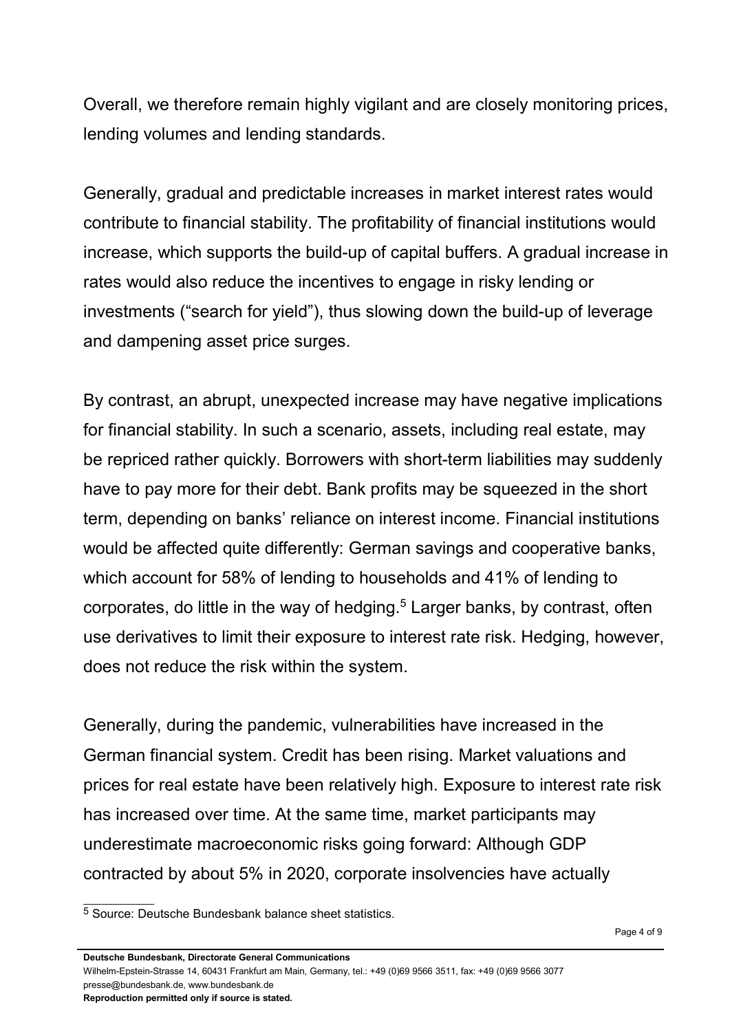Overall, we therefore remain highly vigilant and are closely monitoring prices, lending volumes and lending standards.

Generally, gradual and predictable increases in market interest rates would contribute to financial stability. The profitability of financial institutions would increase, which supports the build-up of capital buffers. A gradual increase in rates would also reduce the incentives to engage in risky lending or investments ("search for yield"), thus slowing down the build-up of leverage and dampening asset price surges.

By contrast, an abrupt, unexpected increase may have negative implications for financial stability. In such a scenario, assets, including real estate, may be repriced rather quickly. Borrowers with short-term liabilities may suddenly have to pay more for their debt. Bank profits may be squeezed in the short term, depending on banks' reliance on interest income. Financial institutions would be affected quite differently: German savings and cooperative banks, which account for 58% of lending to households and 41% of lending to corporates, do little in the way of hedging.[5] Larger banks, by contrast, often use derivatives to limit their exposure to interest rate risk. Hedging, however, does not reduce the risk within the system.

Generally, during the pandemic, vulnerabilities have increased in the German financial system. Credit has been rising. Market valuations and prices for real estate have been relatively high. Exposure to interest rate risk has increased over time. At the same time, market participants may underestimate macroeconomic risks going forward: Although GDP contracted by about 5% in 2020, corporate insolvencies have actually

[5] Source: Deutsche Bundesbank balance sheet statistics.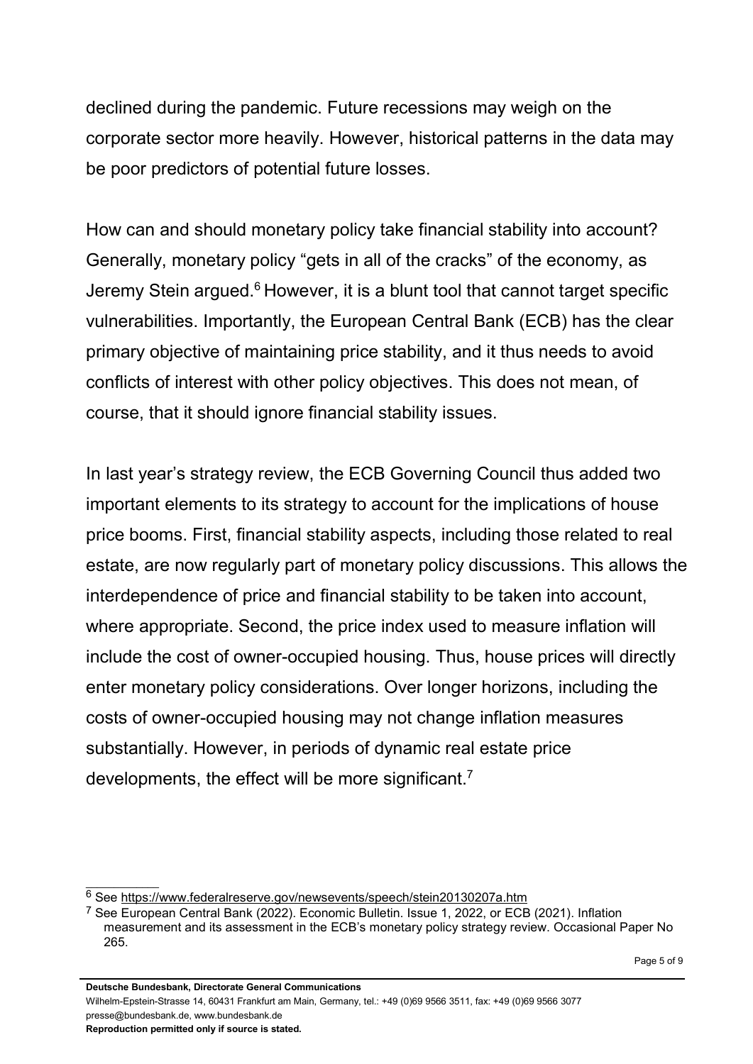declined during the pandemic. Future recessions may weigh on the corporate sector more heavily. However, historical patterns in the data may be poor predictors of potential future losses.

How can and should monetary policy take financial stability into account? Generally, monetary policy "gets in all of the cracks" of the economy, as Jeremy Stein argued.[6] However, it is a blunt tool that cannot target specific vulnerabilities. Importantly, the European Central Bank (ECB) has the clear primary objective of maintaining price stability, and it thus needs to avoid conflicts of interest with other policy objectives. This does not mean, of course, that it should ignore financial stability issues.

In last year's strategy review, the ECB Governing Council thus added two important elements to its strategy to account for the implications of house price booms. First, financial stability aspects, including those related to real estate, are now regularly part of monetary policy discussions. This allows the interdependence of price and financial stability to be taken into account, where appropriate. Second, the price index used to measure inflation will include the cost of owner-occupied housing. Thus, house prices will directly enter monetary policy considerations. Over longer horizons, including the costs of owner-occupied housing may not change inflation measures substantially. However, in periods of dynamic real estate price developments, the effect will be more significant.[7]

---

[6] See https://www.federalreserve.gov/newsevents/speech/stein20130207a.htm

[7] See European Central Bank (2022). Economic Bulletin. Issue 1, 2022, or ECB (2021). Inflation measurement and its assessment in the ECB's monetary policy strategy review. Occasional Paper No 265.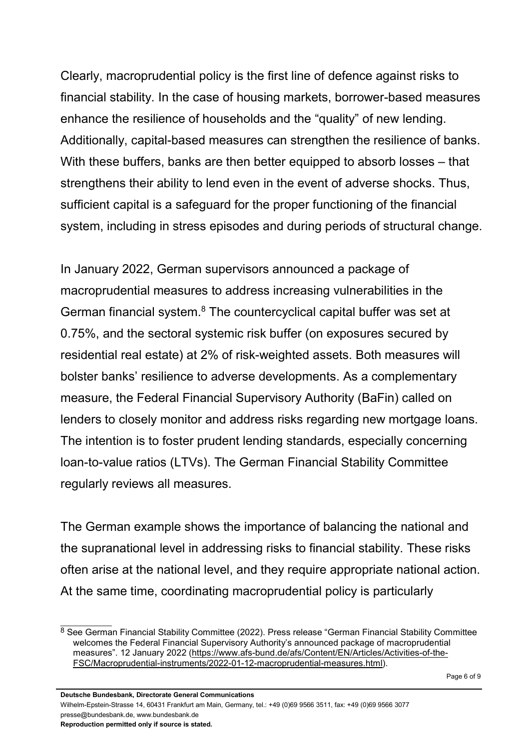Clearly, macroprudential policy is the first line of defence against risks to financial stability. In the case of housing markets, borrower-based measures enhance the resilience of households and the “quality” of new lending. Additionally, capital-based measures can strengthen the resilience of banks. With these buffers, banks are then better equipped to absorb losses – that strengthens their ability to lend even in the event of adverse shocks. Thus, sufficient capital is a safeguard for the proper functioning of the financial system, including in stress episodes and during periods of structural change.

In January 2022, German supervisors announced a package of macroprudential measures to address increasing vulnerabilities in the German financial system.[8] The countercyclical capital buffer was set at 0.75%, and the sectoral systemic risk buffer (on exposures secured by residential real estate) at 2% of risk-weighted assets. Both measures will bolster banks’ resilience to adverse developments. As a complementary measure, the Federal Financial Supervisory Authority (BaFin) called on lenders to closely monitor and address risks regarding new mortgage loans. The intention is to foster prudent lending standards, especially concerning loan-to-value ratios (LTVs). The German Financial Stability Committee regularly reviews all measures.

The German example shows the importance of balancing the national and the supranational level in addressing risks to financial stability. These risks often arise at the national level, and they require appropriate national action. At the same time, coordinating macroprudential policy is particularly

---

[8] See German Financial Stability Committee (2022). Press release “German Financial Stability Committee welcomes the Federal Financial Supervisory Authority’s announced package of macroprudential measures”. 12 January 2022 (https://www.afs-bund.de/afs/Content/EN/Articles/Activities-of-the-FSC/Macroprudential-instruments/2022-01-12-macroprudential-measures.html).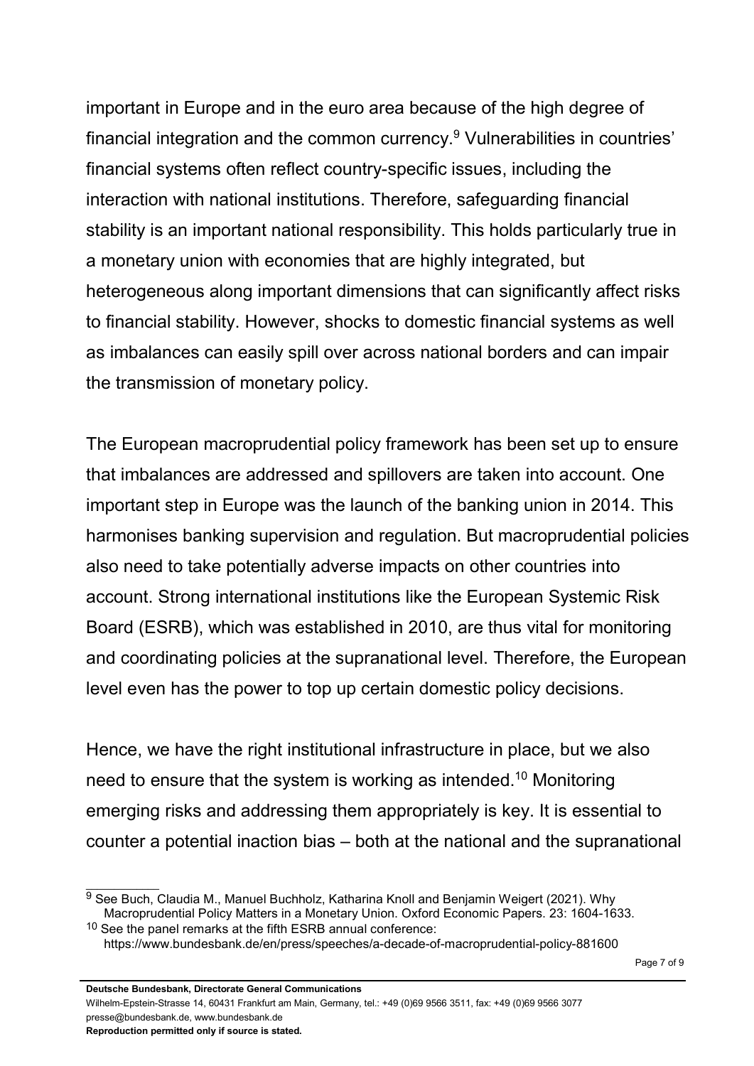important in Europe and in the euro area because of the high degree of financial integration and the common currency.[9] Vulnerabilities in countries' financial systems often reflect country-specific issues, including the interaction with national institutions. Therefore, safeguarding financial stability is an important national responsibility. This holds particularly true in a monetary union with economies that are highly integrated, but heterogeneous along important dimensions that can significantly affect risks to financial stability. However, shocks to domestic financial systems as well as imbalances can easily spill over across national borders and can impair the transmission of monetary policy.

The European macroprudential policy framework has been set up to ensure that imbalances are addressed and spillovers are taken into account. One important step in Europe was the launch of the banking union in 2014. This harmonises banking supervision and regulation. But macroprudential policies also need to take potentially adverse impacts on other countries into account. Strong international institutions like the European Systemic Risk Board (ESRB), which was established in 2010, are thus vital for monitoring and coordinating policies at the supranational level. Therefore, the European level even has the power to top up certain domestic policy decisions.

Hence, we have the right institutional infrastructure in place, but we also need to ensure that the system is working as intended.[10] Monitoring emerging risks and addressing them appropriately is key. It is essential to counter a potential inaction bias – both at the national and the supranational

---

[9] See Buch, Claudia M., Manuel Buchholz, Katharina Knoll and Benjamin Weigert (2021). Why Macroprudential Policy Matters in a Monetary Union. Oxford Economic Papers. 23: 1604-1633.

[10] See the panel remarks at the fifth ESRB annual conference: https://www.bundesbank.de/en/press/speeches/a-decade-of-macroprudential-policy-881600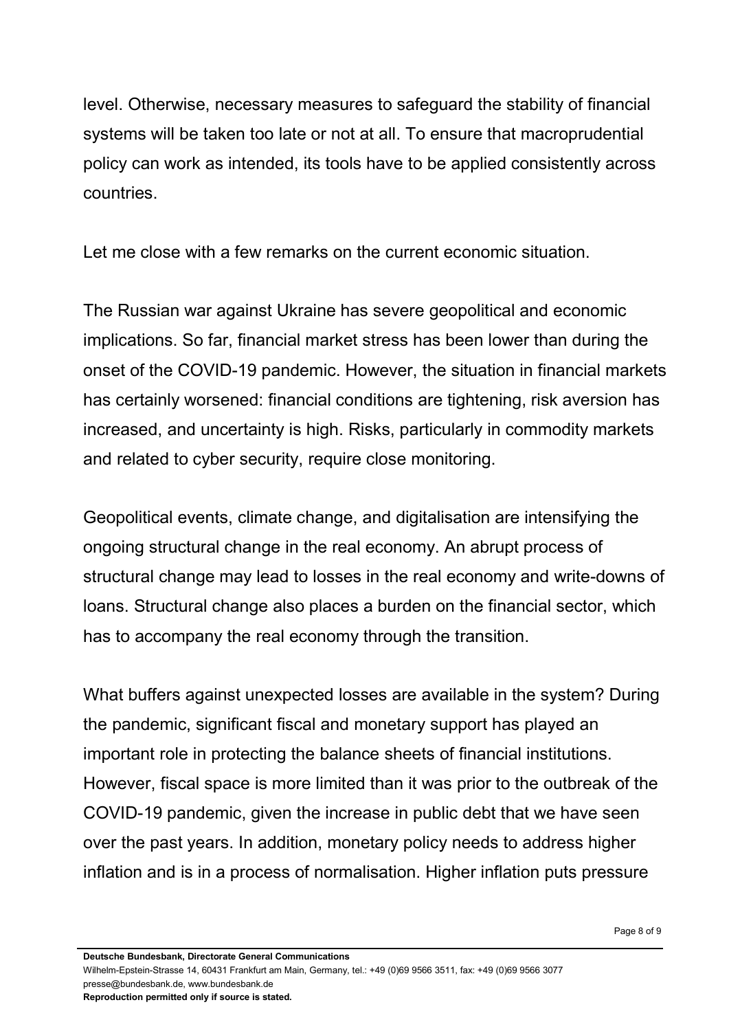level. Otherwise, necessary measures to safeguard the stability of financial systems will be taken too late or not at all. To ensure that macroprudential policy can work as intended, its tools have to be applied consistently across countries.

Let me close with a few remarks on the current economic situation.

The Russian war against Ukraine has severe geopolitical and economic implications. So far, financial market stress has been lower than during the onset of the COVID-19 pandemic. However, the situation in financial markets has certainly worsened: financial conditions are tightening, risk aversion has increased, and uncertainty is high. Risks, particularly in commodity markets and related to cyber security, require close monitoring.

Geopolitical events, climate change, and digitalisation are intensifying the ongoing structural change in the real economy. An abrupt process of structural change may lead to losses in the real economy and write-downs of loans. Structural change also places a burden on the financial sector, which has to accompany the real economy through the transition.

What buffers against unexpected losses are available in the system? During the pandemic, significant fiscal and monetary support has played an important role in protecting the balance sheets of financial institutions. However, fiscal space is more limited than it was prior to the outbreak of the COVID-19 pandemic, given the increase in public debt that we have seen over the past years. In addition, monetary policy needs to address higher inflation and is in a process of normalisation. Higher inflation puts pressure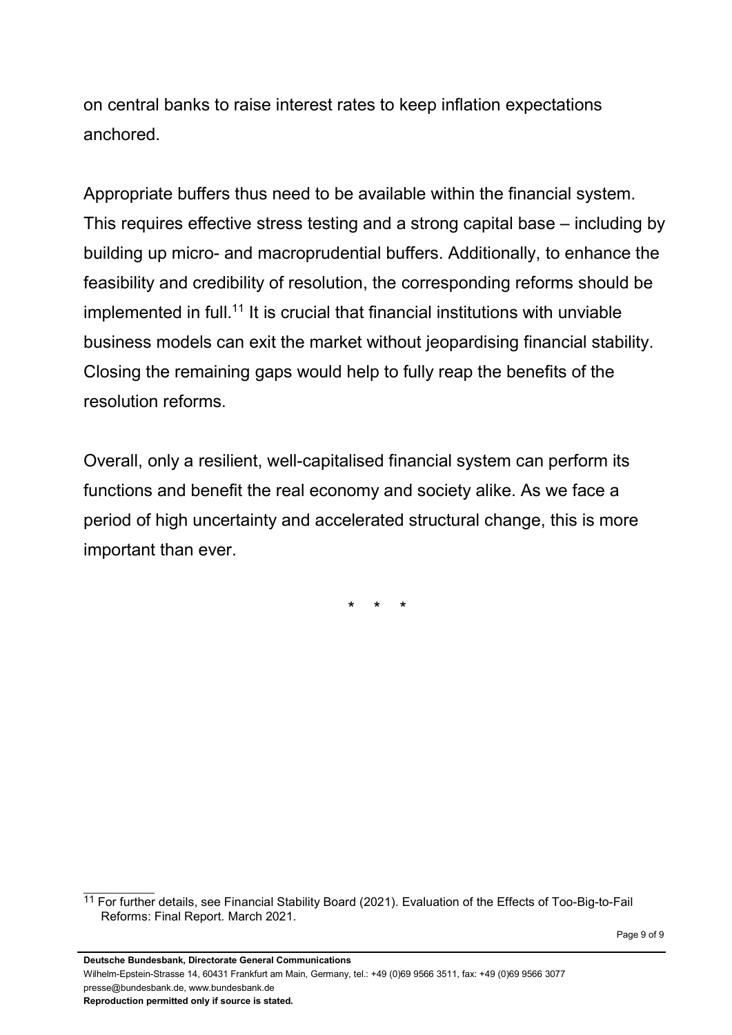on central banks to raise interest rates to keep inflation expectations anchored.

Appropriate buffers thus need to be available within the financial system. This requires effective stress testing and a strong capital base – including by building up micro- and macroprudential buffers. Additionally, to enhance the feasibility and credibility of resolution, the corresponding reforms should be implemented in full.[11] It is crucial that financial institutions with unviable business models can exit the market without jeopardising financial stability. Closing the remaining gaps would help to fully reap the benefits of the resolution reforms.

Overall, only a resilient, well-capitalised financial system can perform its functions and benefit the real economy and society alike. As we face a period of high uncertainty and accelerated structural change, this is more important than ever.

\* \* \*

[11] For further details, see Financial Stability Board (2021). Evaluation of the Effects of Too-Big-to-Fail Reforms: Final Report. March 2021.